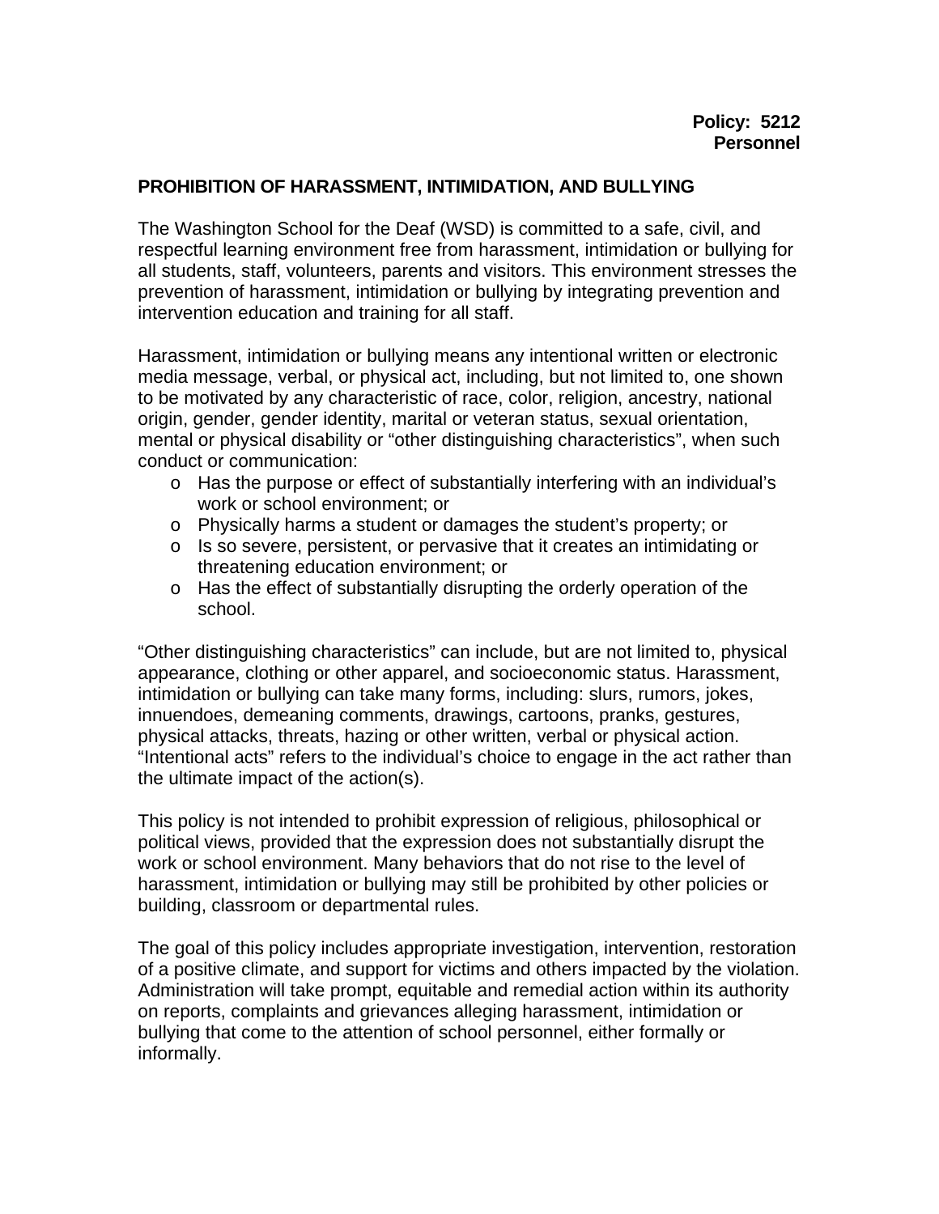**Policy: 5212**
**Personnel**

## PROHIBITION OF HARASSMENT, INTIMIDATION, AND BULLYING

The Washington School for the Deaf (WSD) is committed to a safe, civil, and respectful learning environment free from harassment, intimidation or bullying for all students, staff, volunteers, parents and visitors. This environment stresses the prevention of harassment, intimidation or bullying by integrating prevention and intervention education and training for all staff.

Harassment, intimidation or bullying means any intentional written or electronic media message, verbal, or physical act, including, but not limited to, one shown to be motivated by any characteristic of race, color, religion, ancestry, national origin, gender, gender identity, marital or veteran status, sexual orientation, mental or physical disability or "other distinguishing characteristics", when such conduct or communication:

- Has the purpose or effect of substantially interfering with an individual's work or school environment; or
- Physically harms a student or damages the student's property; or
- Is so severe, persistent, or pervasive that it creates an intimidating or threatening education environment; or
- Has the effect of substantially disrupting the orderly operation of the school.

"Other distinguishing characteristics" can include, but are not limited to, physical appearance, clothing or other apparel, and socioeconomic status. Harassment, intimidation or bullying can take many forms, including: slurs, rumors, jokes, innuendoes, demeaning comments, drawings, cartoons, pranks, gestures, physical attacks, threats, hazing or other written, verbal or physical action. "Intentional acts" refers to the individual's choice to engage in the act rather than the ultimate impact of the action(s).

This policy is not intended to prohibit expression of religious, philosophical or political views, provided that the expression does not substantially disrupt the work or school environment. Many behaviors that do not rise to the level of harassment, intimidation or bullying may still be prohibited by other policies or building, classroom or departmental rules.

The goal of this policy includes appropriate investigation, intervention, restoration of a positive climate, and support for victims and others impacted by the violation. Administration will take prompt, equitable and remedial action within its authority on reports, complaints and grievances alleging harassment, intimidation or bullying that come to the attention of school personnel, either formally or informally.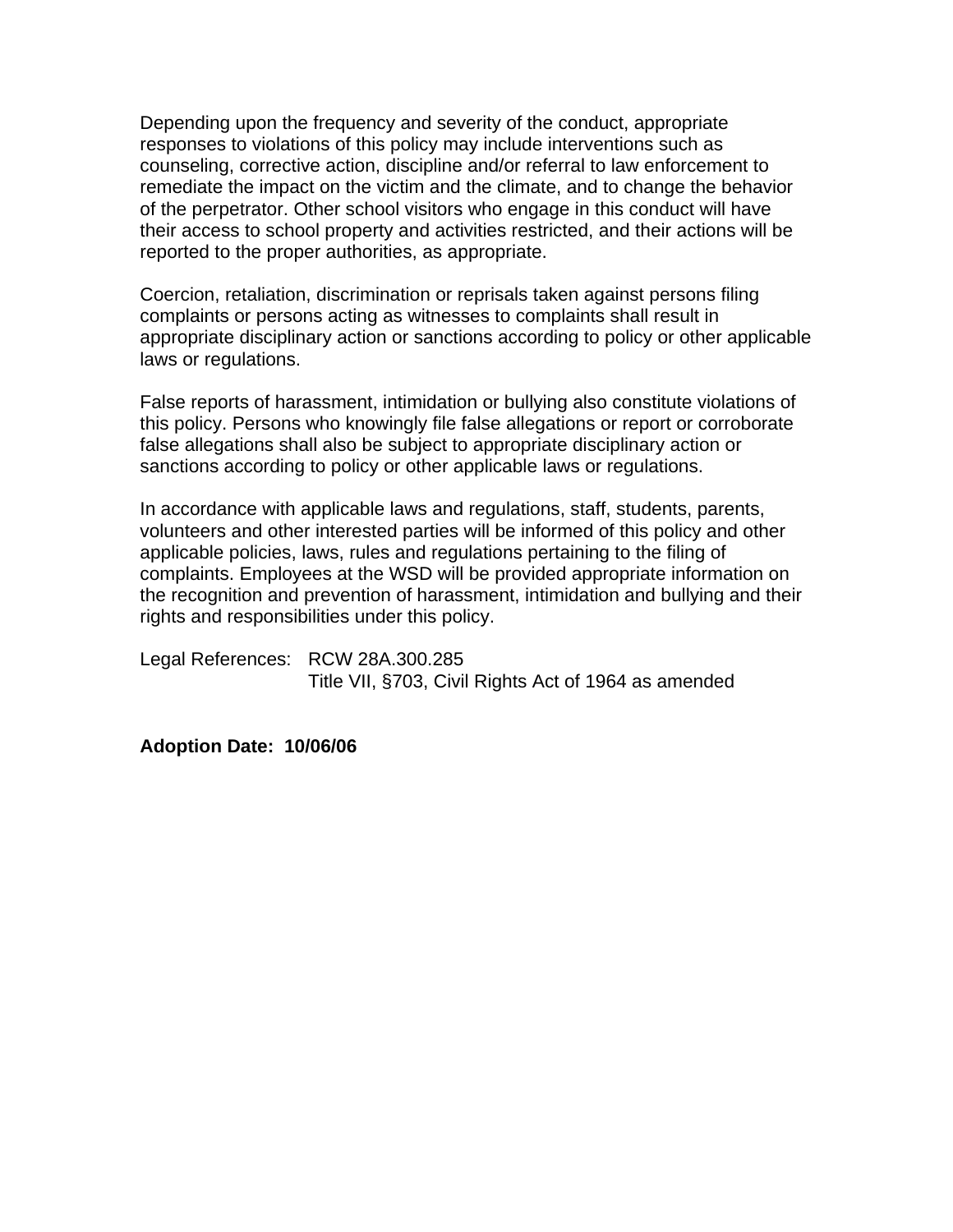Depending upon the frequency and severity of the conduct, appropriate responses to violations of this policy may include interventions such as counseling, corrective action, discipline and/or referral to law enforcement to remediate the impact on the victim and the climate, and to change the behavior of the perpetrator. Other school visitors who engage in this conduct will have their access to school property and activities restricted, and their actions will be reported to the proper authorities, as appropriate.

Coercion, retaliation, discrimination or reprisals taken against persons filing complaints or persons acting as witnesses to complaints shall result in appropriate disciplinary action or sanctions according to policy or other applicable laws or regulations.

False reports of harassment, intimidation or bullying also constitute violations of this policy. Persons who knowingly file false allegations or report or corroborate false allegations shall also be subject to appropriate disciplinary action or sanctions according to policy or other applicable laws or regulations.

In accordance with applicable laws and regulations, staff, students, parents, volunteers and other interested parties will be informed of this policy and other applicable policies, laws, rules and regulations pertaining to the filing of complaints. Employees at the WSD will be provided appropriate information on the recognition and prevention of harassment, intimidation and bullying and their rights and responsibilities under this policy.

Legal References: RCW 28A.300.285
Title VII, §703, Civil Rights Act of 1964 as amended

**Adoption Date: 10/06/06**